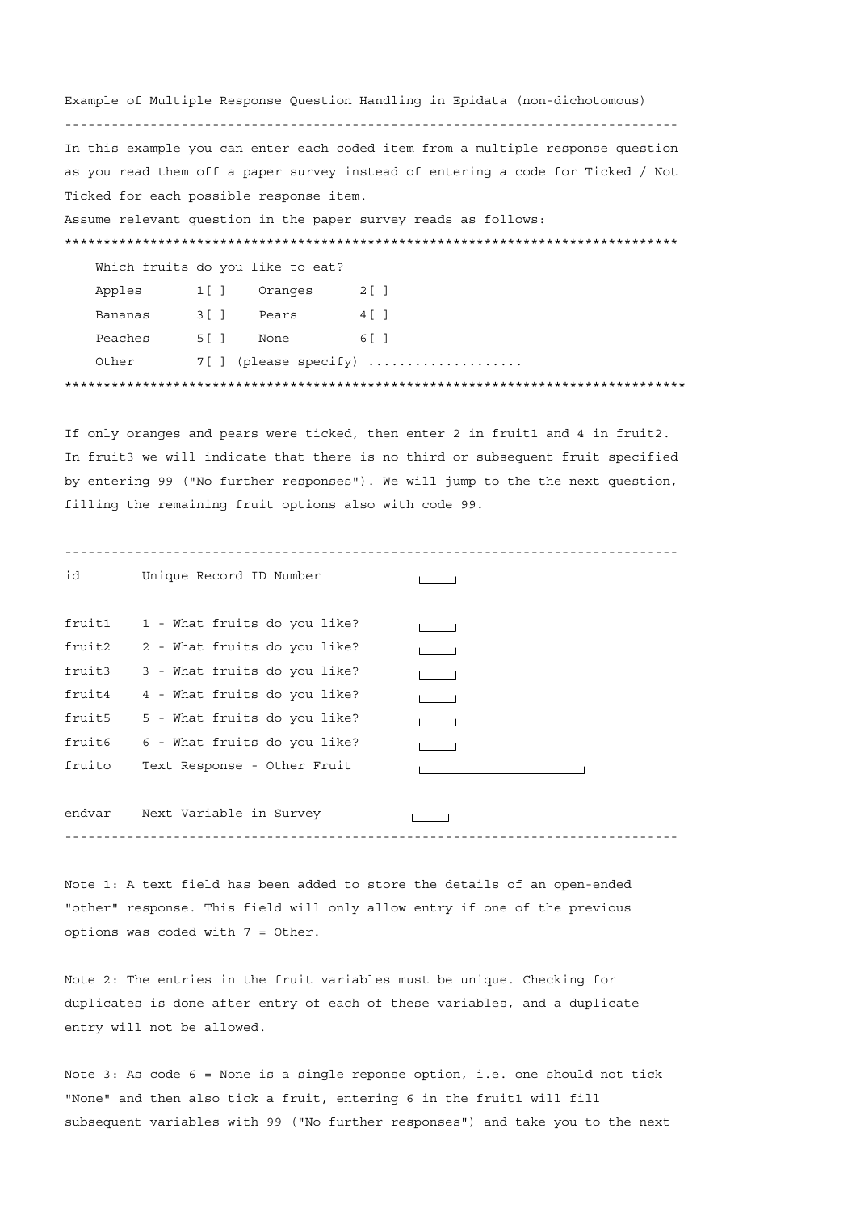Example of Multiple Response Question Handling in Epidata (non-dichotomous)

---

In this example you can enter each coded item from a multiple response question as you read them off a paper survey instead of entering a code for Ticked / Not Ticked for each possible response item.

Assume relevant question in the paper survey reads as follows:

```
*******************************************************************************
    Which fruits do you like to eat?
    Apples       1[ ]    Oranges      2[ ]
    Bananas      3[ ]    Pears        4[ ]
    Peaches      5[ ]    None         6[ ]
    Other        7[ ] (please specify) ...................
*******************************************************************************
```

If only oranges and pears were ticked, then enter 2 in fruit1 and 4 in fruit2. In fruit3 we will indicate that there is no third or subsequent fruit specified by entering 99 ("No further responses"). We will jump to the the next question, filling the remaining fruit options also with code 99.

```
------------------------------------------------------------------------------
id        Unique Record ID Number          ____

fruit1    1 - What fruits do you like?     ____
fruit2    2 - What fruits do you like?     ____
fruit3    3 - What fruits do you like?     ____
fruit4    4 - What fruits do you like?     ____
fruit5    5 - What fruits do you like?     ____
fruit6    6 - What fruits do you like?     ____
fruito    Text Response - Other Fruit      ____________________

endvar    Next Variable in Survey          ____
------------------------------------------------------------------------------
```

Note 1: A text field has been added to store the details of an open-ended "other" response. This field will only allow entry if one of the previous options was coded with 7 = Other.

Note 2: The entries in the fruit variables must be unique. Checking for duplicates is done after entry of each of these variables, and a duplicate entry will not be allowed.

Note 3: As code 6 = None is a single reponse option, i.e. one should not tick "None" and then also tick a fruit, entering 6 in the fruit1 will fill subsequent variables with 99 ("No further responses") and take you to the next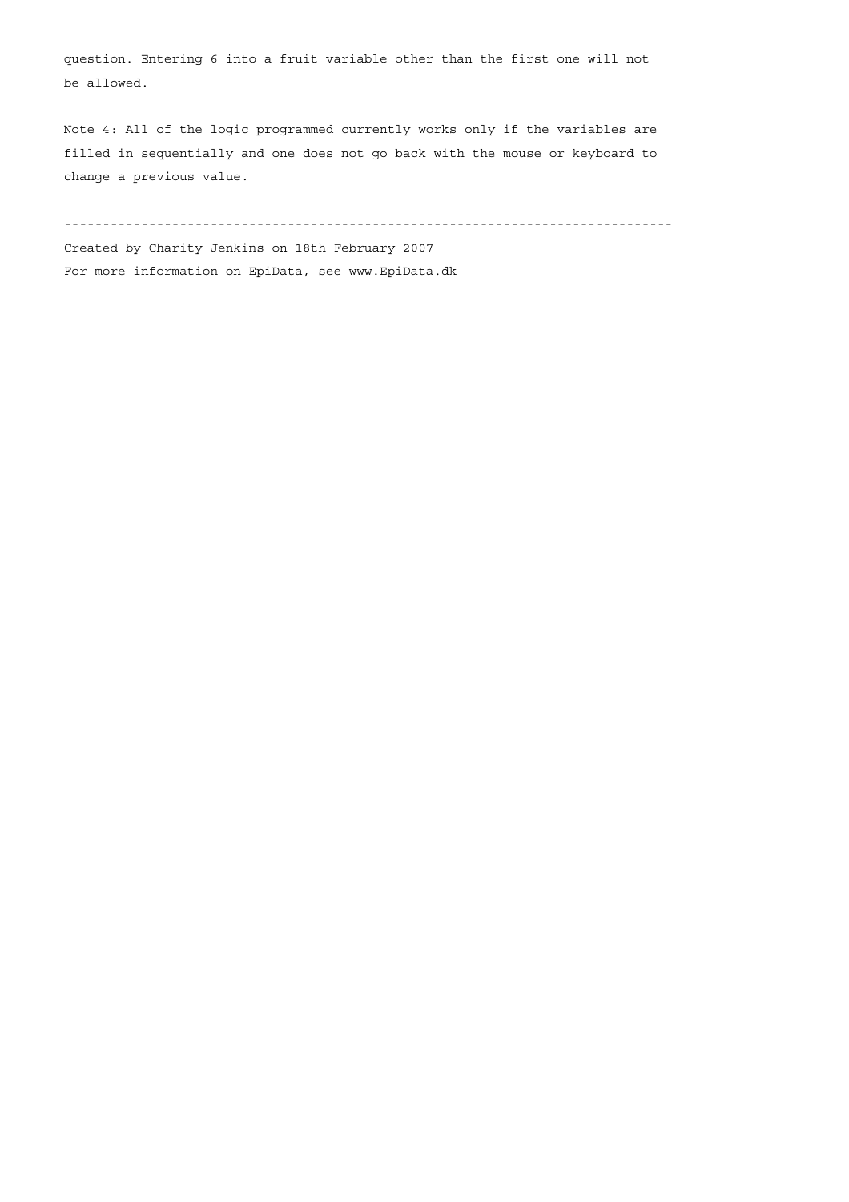question. Entering 6 into a fruit variable other than the first one will not be allowed.

Note 4: All of the logic programmed currently works only if the variables are filled in sequentially and one does not go back with the mouse or keyboard to change a previous value.

-------------------------------------------------------------------------------

Created by Charity Jenkins on 18th February 2007
For more information on EpiData, see www.EpiData.dk